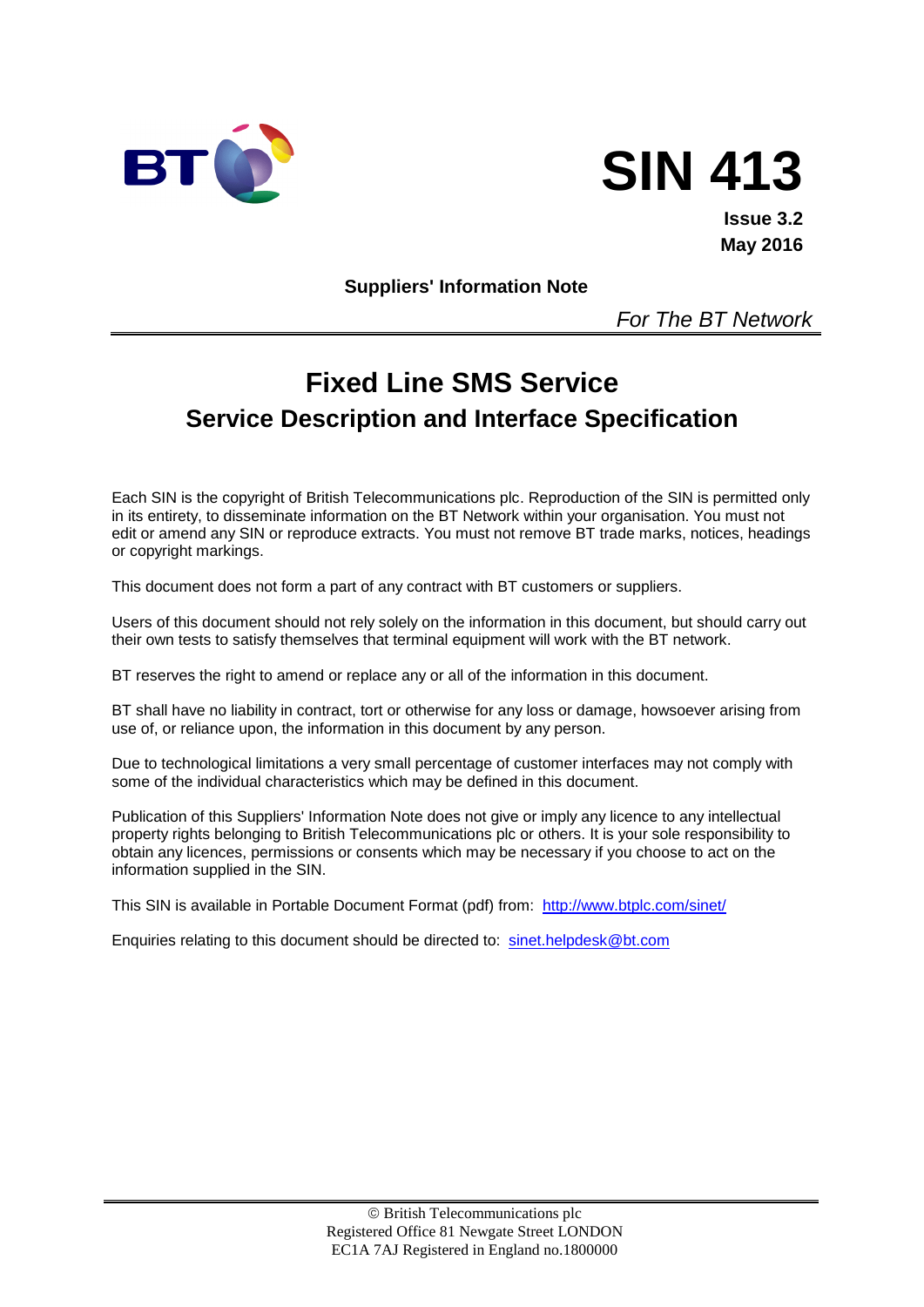BT

# SIN 413

**Issue 3.2**
**May 2016**

**Suppliers' Information Note**

*For The BT Network*

# Fixed Line SMS Service

## Service Description and Interface Specification

Each SIN is the copyright of British Telecommunications plc. Reproduction of the SIN is permitted only in its entirety, to disseminate information on the BT Network within your organisation. You must not edit or amend any SIN or reproduce extracts. You must not remove BT trade marks, notices, headings or copyright markings.

This document does not form a part of any contract with BT customers or suppliers.

Users of this document should not rely solely on the information in this document, but should carry out their own tests to satisfy themselves that terminal equipment will work with the BT network.

BT reserves the right to amend or replace any or all of the information in this document.

BT shall have no liability in contract, tort or otherwise for any loss or damage, howsoever arising from use of, or reliance upon, the information in this document by any person.

Due to technological limitations a very small percentage of customer interfaces may not comply with some of the individual characteristics which may be defined in this document.

Publication of this Suppliers' Information Note does not give or imply any licence to any intellectual property rights belonging to British Telecommunications plc or others. It is your sole responsibility to obtain any licences, permissions or consents which may be necessary if you choose to act on the information supplied in the SIN.

This SIN is available in Portable Document Format (pdf) from: http://www.btplc.com/sinet/

Enquiries relating to this document should be directed to: sinet.helpdesk@bt.com

© British Telecommunications plc
Registered Office 81 Newgate Street LONDON
EC1A 7AJ Registered in England no.1800000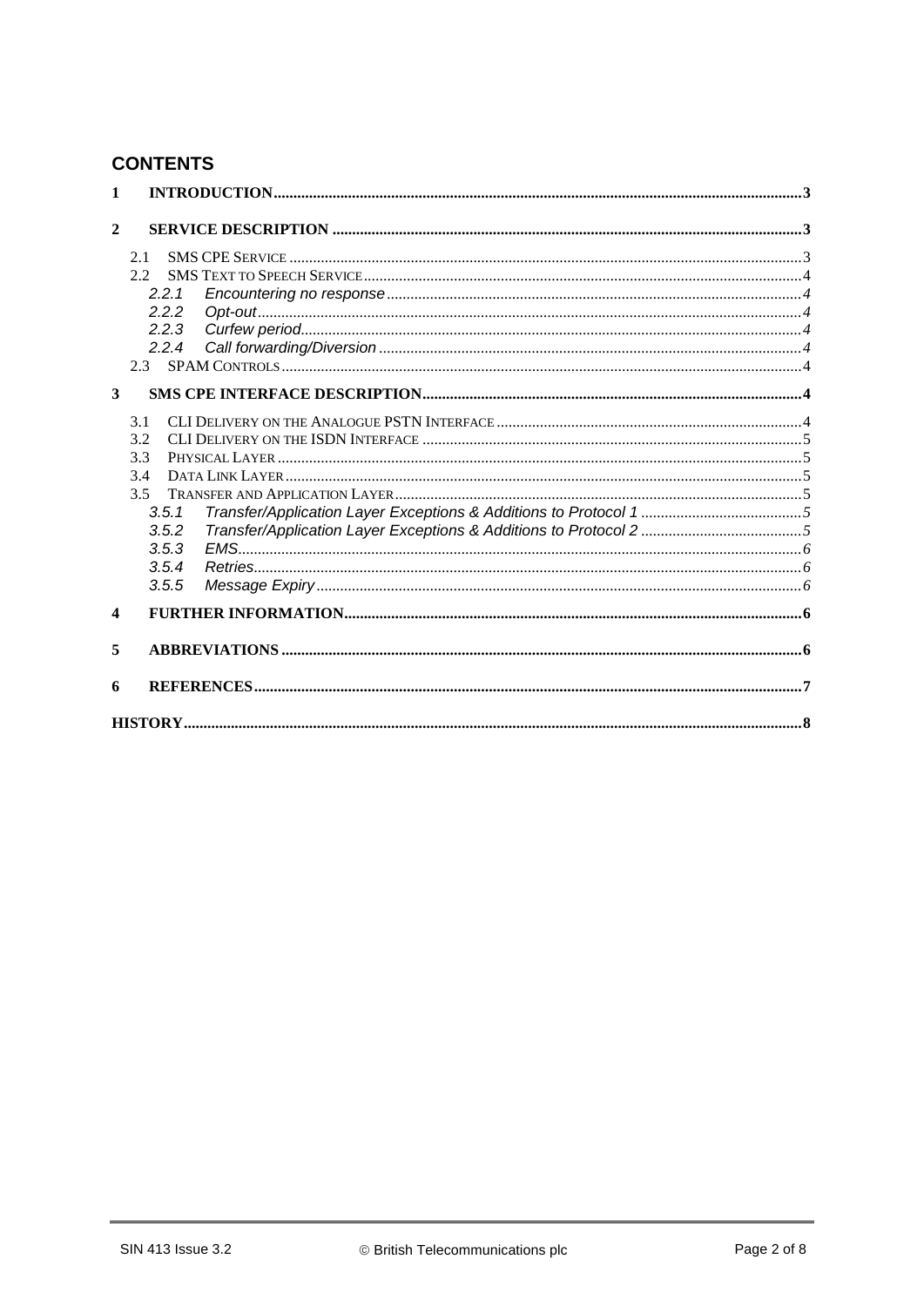## CONTENTS

1 INTRODUCTION ..... 3

2 SERVICE DESCRIPTION ..... 3

- 2.1 SMS CPE SERVICE ..... 3
- 2.2 SMS TEXT TO SPEECH SERVICE ..... 4
  - *2.2.1 Encountering no response ..... 4*
  - *2.2.2 Opt-out ..... 4*
  - *2.2.3 Curfew period ..... 4*
  - *2.2.4 Call forwarding/Diversion ..... 4*
- 2.3 SPAM CONTROLS ..... 4

3 SMS CPE INTERFACE DESCRIPTION ..... 4

- 3.1 CLI DELIVERY ON THE ANALOGUE PSTN INTERFACE ..... 4
- 3.2 CLI DELIVERY ON THE ISDN INTERFACE ..... 5
- 3.3 PHYSICAL LAYER ..... 5
- 3.4 DATA LINK LAYER ..... 5
- 3.5 TRANSFER AND APPLICATION LAYER ..... 5
  - *3.5.1 Transfer/Application Layer Exceptions & Additions to Protocol 1 ..... 5*
  - *3.5.2 Transfer/Application Layer Exceptions & Additions to Protocol 2 ..... 5*
  - *3.5.3 EMS ..... 6*
  - *3.5.4 Retries ..... 6*
  - *3.5.5 Message Expiry ..... 6*

4 FURTHER INFORMATION ..... 6

5 ABBREVIATIONS ..... 6

6 REFERENCES ..... 7

HISTORY ..... 8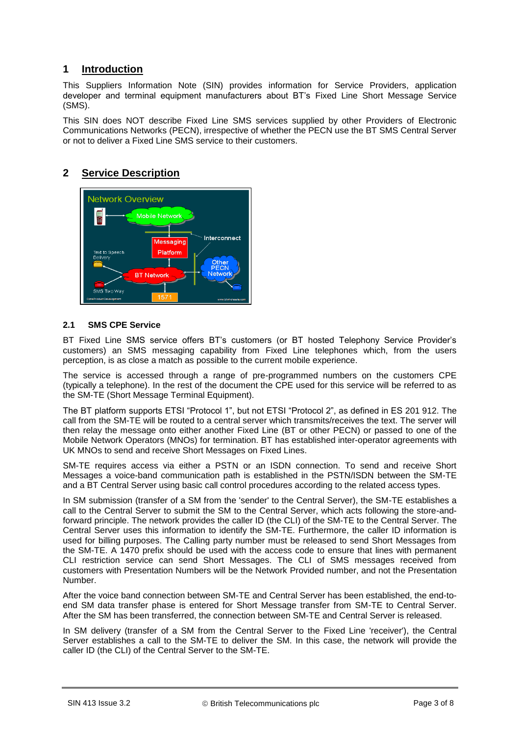# 1 Introduction

This Suppliers Information Note (SIN) provides information for Service Providers, application developer and terminal equipment manufacturers about BT's Fixed Line Short Message Service (SMS).

This SIN does NOT describe Fixed Line SMS services supplied by other Providers of Electronic Communications Networks (PECN), irrespective of whether the PECN use the BT SMS Central Server or not to deliver a Fixed Line SMS service to their customers.

# 2 Service Description

## 2.1 SMS CPE Service

BT Fixed Line SMS service offers BT's customers (or BT hosted Telephony Service Provider's customers) an SMS messaging capability from Fixed Line telephones which, from the users perception, is as close a match as possible to the current mobile experience.

The service is accessed through a range of pre-programmed numbers on the customers CPE (typically a telephone). In the rest of the document the CPE used for this service will be referred to as the SM-TE (Short Message Terminal Equipment).

The BT platform supports ETSI "Protocol 1", but not ETSI "Protocol 2", as defined in ES 201 912. The call from the SM-TE will be routed to a central server which transmits/receives the text. The server will then relay the message onto either another Fixed Line (BT or other PECN) or passed to one of the Mobile Network Operators (MNOs) for termination. BT has established inter-operator agreements with UK MNOs to send and receive Short Messages on Fixed Lines.

SM-TE requires access via either a PSTN or an ISDN connection. To send and receive Short Messages a voice-band communication path is established in the PSTN/ISDN between the SM-TE and a BT Central Server using basic call control procedures according to the related access types.

In SM submission (transfer of a SM from the 'sender' to the Central Server), the SM-TE establishes a call to the Central Server to submit the SM to the Central Server, which acts following the store-and-forward principle. The network provides the caller ID (the CLI) of the SM-TE to the Central Server. The Central Server uses this information to identify the SM-TE. Furthermore, the caller ID information is used for billing purposes. The Calling party number must be released to send Short Messages from the SM-TE. A 1470 prefix should be used with the access code to ensure that lines with permanent CLI restriction service can send Short Messages. The CLI of SMS messages received from customers with Presentation Numbers will be the Network Provided number, and not the Presentation Number.

After the voice band connection between SM-TE and Central Server has been established, the end-to-end SM data transfer phase is entered for Short Message transfer from SM-TE to Central Server. After the SM has been transferred, the connection between SM-TE and Central Server is released.

In SM delivery (transfer of a SM from the Central Server to the Fixed Line 'receiver'), the Central Server establishes a call to the SM-TE to deliver the SM. In this case, the network will provide the caller ID (the CLI) of the Central Server to the SM-TE.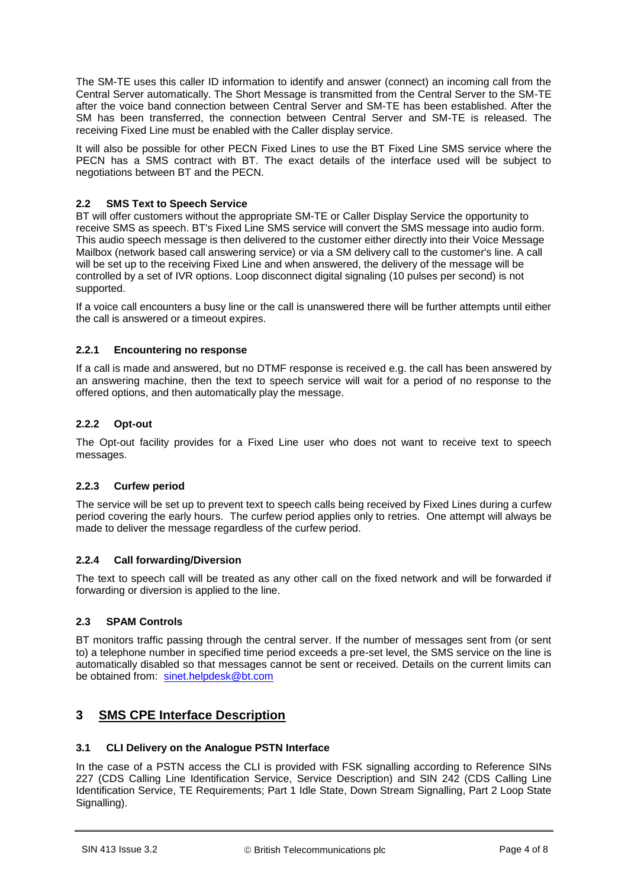The SM-TE uses this caller ID information to identify and answer (connect) an incoming call from the Central Server automatically. The Short Message is transmitted from the Central Server to the SM-TE after the voice band connection between Central Server and SM-TE has been established. After the SM has been transferred, the connection between Central Server and SM-TE is released. The receiving Fixed Line must be enabled with the Caller display service.

It will also be possible for other PECN Fixed Lines to use the BT Fixed Line SMS service where the PECN has a SMS contract with BT. The exact details of the interface used will be subject to negotiations between BT and the PECN.

### 2.2 SMS Text to Speech Service

BT will offer customers without the appropriate SM-TE or Caller Display Service the opportunity to receive SMS as speech. BT's Fixed Line SMS service will convert the SMS message into audio form. This audio speech message is then delivered to the customer either directly into their Voice Message Mailbox (network based call answering service) or via a SM delivery call to the customer's line. A call will be set up to the receiving Fixed Line and when answered, the delivery of the message will be controlled by a set of IVR options. Loop disconnect digital signaling (10 pulses per second) is not supported.

If a voice call encounters a busy line or the call is unanswered there will be further attempts until either the call is answered or a timeout expires.

#### 2.2.1 Encountering no response

If a call is made and answered, but no DTMF response is received e.g. the call has been answered by an answering machine, then the text to speech service will wait for a period of no response to the offered options, and then automatically play the message.

#### 2.2.2 Opt-out

The Opt-out facility provides for a Fixed Line user who does not want to receive text to speech messages.

#### 2.2.3 Curfew period

The service will be set up to prevent text to speech calls being received by Fixed Lines during a curfew period covering the early hours. The curfew period applies only to retries. One attempt will always be made to deliver the message regardless of the curfew period.

#### 2.2.4 Call forwarding/Diversion

The text to speech call will be treated as any other call on the fixed network and will be forwarded if forwarding or diversion is applied to the line.

### 2.3 SPAM Controls

BT monitors traffic passing through the central server. If the number of messages sent from (or sent to) a telephone number in specified time period exceeds a pre-set level, the SMS service on the line is automatically disabled so that messages cannot be sent or received. Details on the current limits can be obtained from: sinet.helpdesk@bt.com

## 3 SMS CPE Interface Description

### 3.1 CLI Delivery on the Analogue PSTN Interface

In the case of a PSTN access the CLI is provided with FSK signalling according to Reference SINs 227 (CDS Calling Line Identification Service, Service Description) and SIN 242 (CDS Calling Line Identification Service, TE Requirements; Part 1 Idle State, Down Stream Signalling, Part 2 Loop State Signalling).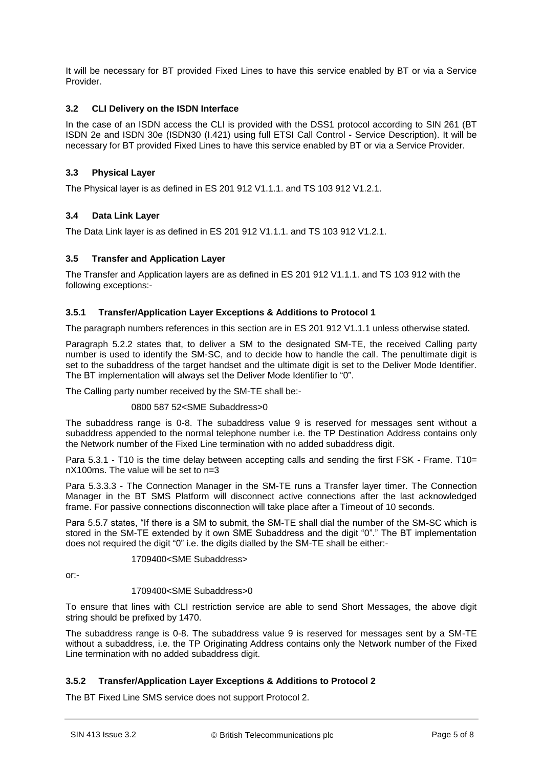It will be necessary for BT provided Fixed Lines to have this service enabled by BT or via a Service Provider.

### 3.2 CLI Delivery on the ISDN Interface

In the case of an ISDN access the CLI is provided with the DSS1 protocol according to SIN 261 (BT ISDN 2e and ISDN 30e (ISDN30 (I.421) using full ETSI Call Control - Service Description). It will be necessary for BT provided Fixed Lines to have this service enabled by BT or via a Service Provider.

### 3.3 Physical Layer

The Physical layer is as defined in ES 201 912 V1.1.1. and TS 103 912 V1.2.1.

### 3.4 Data Link Layer

The Data Link layer is as defined in ES 201 912 V1.1.1. and TS 103 912 V1.2.1.

### 3.5 Transfer and Application Layer

The Transfer and Application layers are as defined in ES 201 912 V1.1.1. and TS 103 912 with the following exceptions:-

#### 3.5.1 Transfer/Application Layer Exceptions & Additions to Protocol 1

The paragraph numbers references in this section are in ES 201 912 V1.1.1 unless otherwise stated.

Paragraph 5.2.2 states that, to deliver a SM to the designated SM-TE, the received Calling party number is used to identify the SM-SC, and to decide how to handle the call. The penultimate digit is set to the subaddress of the target handset and the ultimate digit is set to the Deliver Mode Identifier. The BT implementation will always set the Deliver Mode Identifier to "0".

The Calling party number received by the SM-TE shall be:-

0800 587 52<SME Subaddress>0

The subaddress range is 0-8. The subaddress value 9 is reserved for messages sent without a subaddress appended to the normal telephone number i.e. the TP Destination Address contains only the Network number of the Fixed Line termination with no added subaddress digit.

Para 5.3.1 - T10 is the time delay between accepting calls and sending the first FSK - Frame. T10= nX100ms. The value will be set to n=3

Para 5.3.3.3 - The Connection Manager in the SM-TE runs a Transfer layer timer. The Connection Manager in the BT SMS Platform will disconnect active connections after the last acknowledged frame. For passive connections disconnection will take place after a Timeout of 10 seconds.

Para 5.5.7 states, "If there is a SM to submit, the SM-TE shall dial the number of the SM-SC which is stored in the SM-TE extended by it own SME Subaddress and the digit "0"." The BT implementation does not required the digit "0" i.e. the digits dialled by the SM-TE shall be either:-

1709400<SME Subaddress>

or:-

1709400<SME Subaddress>0

To ensure that lines with CLI restriction service are able to send Short Messages, the above digit string should be prefixed by 1470.

The subaddress range is 0-8. The subaddress value 9 is reserved for messages sent by a SM-TE without a subaddress, i.e. the TP Originating Address contains only the Network number of the Fixed Line termination with no added subaddress digit.

#### 3.5.2 Transfer/Application Layer Exceptions & Additions to Protocol 2

The BT Fixed Line SMS service does not support Protocol 2.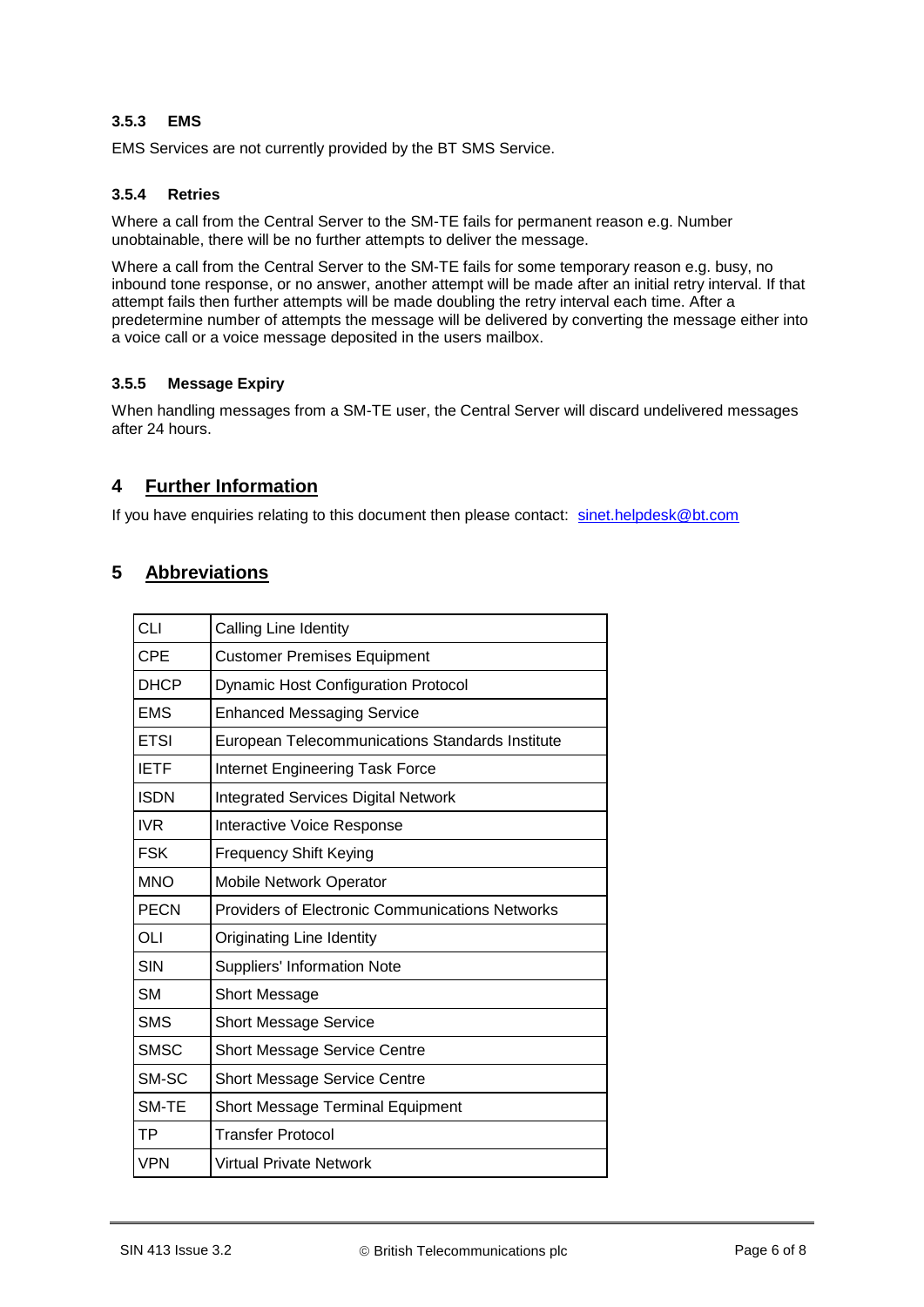### 3.5.3 EMS

EMS Services are not currently provided by the BT SMS Service.

### 3.5.4 Retries

Where a call from the Central Server to the SM-TE fails for permanent reason e.g. Number unobtainable, there will be no further attempts to deliver the message.

Where a call from the Central Server to the SM-TE fails for some temporary reason e.g. busy, no inbound tone response, or no answer, another attempt will be made after an initial retry interval. If that attempt fails then further attempts will be made doubling the retry interval each time. After a predetermine number of attempts the message will be delivered by converting the message either into a voice call or a voice message deposited in the users mailbox.

### 3.5.5 Message Expiry

When handling messages from a SM-TE user, the Central Server will discard undelivered messages after 24 hours.

## 4 Further Information

If you have enquiries relating to this document then please contact: sinet.helpdesk@bt.com

## 5 Abbreviations

| | |
|---|---|
| CLI | Calling Line Identity |
| CPE | Customer Premises Equipment |
| DHCP | Dynamic Host Configuration Protocol |
| EMS | Enhanced Messaging Service |
| ETSI | European Telecommunications Standards Institute |
| IETF | Internet Engineering Task Force |
| ISDN | Integrated Services Digital Network |
| IVR | Interactive Voice Response |
| FSK | Frequency Shift Keying |
| MNO | Mobile Network Operator |
| PECN | Providers of Electronic Communications Networks |
| OLI | Originating Line Identity |
| SIN | Suppliers' Information Note |
| SM | Short Message |
| SMS | Short Message Service |
| SMSC | Short Message Service Centre |
| SM-SC | Short Message Service Centre |
| SM-TE | Short Message Terminal Equipment |
| TP | Transfer Protocol |
| VPN | Virtual Private Network |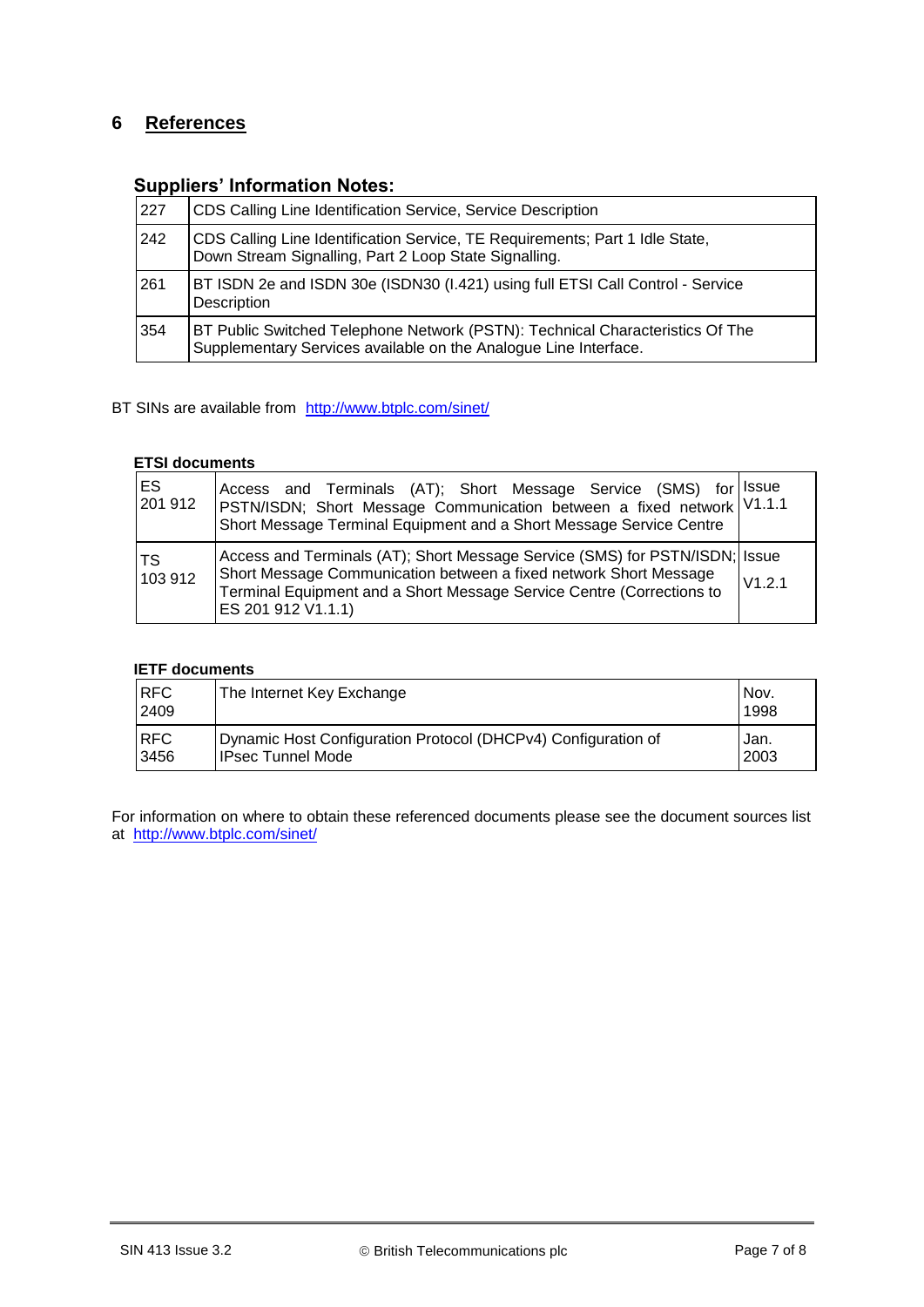## 6 References

### Suppliers' Information Notes:

| | |
|---|---|
| 227 | CDS Calling Line Identification Service, Service Description |
| 242 | CDS Calling Line Identification Service, TE Requirements; Part 1 Idle State, Down Stream Signalling, Part 2 Loop State Signalling. |
| 261 | BT ISDN 2e and ISDN 30e (ISDN30 (I.421) using full ETSI Call Control - Service Description |
| 354 | BT Public Switched Telephone Network (PSTN): Technical Characteristics Of The Supplementary Services available on the Analogue Line Interface. |

BT SINs are available from http://www.btplc.com/sinet/

**ETSI documents**

| | | |
|---|---|---|
| ES 201 912 | Access and Terminals (AT); Short Message Service (SMS) for PSTN/ISDN; Short Message Communication between a fixed network Short Message Terminal Equipment and a Short Message Service Centre | Issue V1.1.1 |
| TS 103 912 | Access and Terminals (AT); Short Message Service (SMS) for PSTN/ISDN; Short Message Communication between a fixed network Short Message Terminal Equipment and a Short Message Service Centre (Corrections to ES 201 912 V1.1.1) | Issue V1.2.1 |

**IETF documents**

| | | |
|---|---|---|
| RFC 2409 | The Internet Key Exchange | Nov. 1998 |
| RFC 3456 | Dynamic Host Configuration Protocol (DHCPv4) Configuration of IPsec Tunnel Mode | Jan. 2003 |

For information on where to obtain these referenced documents please see the document sources list at http://www.btplc.com/sinet/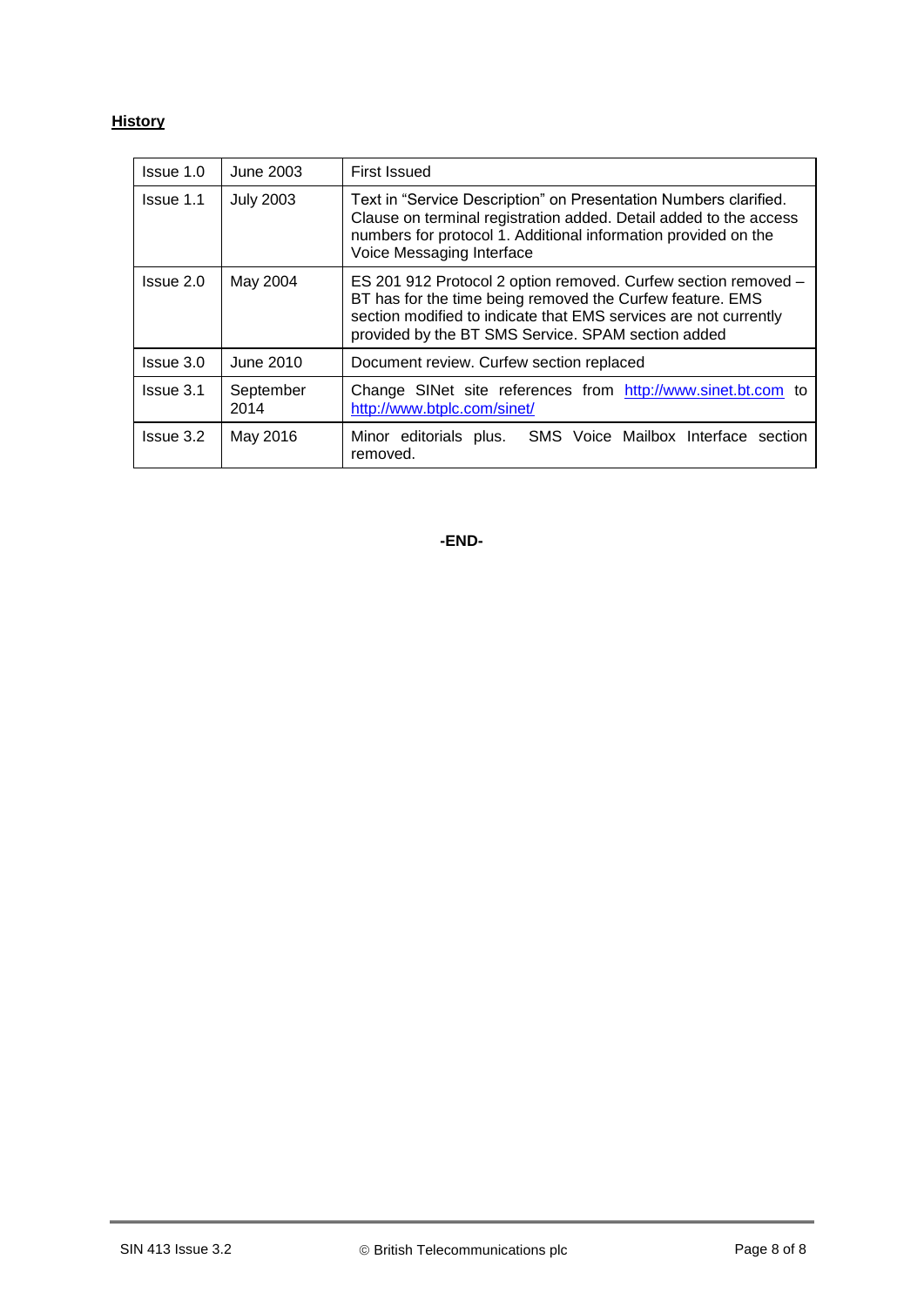**History**

| | | |
|---|---|---|
| Issue 1.0 | June 2003 | First Issued |
| Issue 1.1 | July 2003 | Text in "Service Description" on Presentation Numbers clarified. Clause on terminal registration added. Detail added to the access numbers for protocol 1. Additional information provided on the Voice Messaging Interface |
| Issue 2.0 | May 2004 | ES 201 912 Protocol 2 option removed. Curfew section removed – BT has for the time being removed the Curfew feature. EMS section modified to indicate that EMS services are not currently provided by the BT SMS Service. SPAM section added |
| Issue 3.0 | June 2010 | Document review. Curfew section replaced |
| Issue 3.1 | September 2014 | Change SINet site references from http://www.sinet.bt.com to http://www.btplc.com/sinet/ |
| Issue 3.2 | May 2016 | Minor editorials plus. SMS Voice Mailbox Interface section removed. |

**-END-**